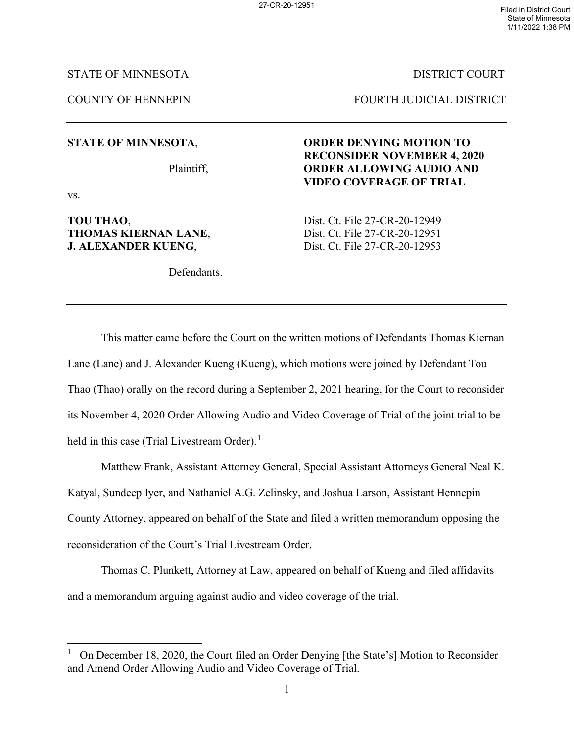STATE OF MINNESOTA DISTRICT COURT

COUNTY OF HENNEPIN FOURTH JUDICIAL DISTRICT

---

**STATE OF MINNESOTA**,

Plaintiff,

vs.

**TOU THAO**,
**THOMAS KIERNAN LANE**,
**J. ALEXANDER KUENG**,

Defendants.

**ORDER DENYING MOTION TO RECONSIDER NOVEMBER 4, 2020 ORDER ALLOWING AUDIO AND VIDEO COVERAGE OF TRIAL**

Dist. Ct. File 27-CR-20-12949
Dist. Ct. File 27-CR-20-12951
Dist. Ct. File 27-CR-20-12953

---

This matter came before the Court on the written motions of Defendants Thomas Kiernan Lane (Lane) and J. Alexander Kueng (Kueng), which motions were joined by Defendant Tou Thao (Thao) orally on the record during a September 2, 2021 hearing, for the Court to reconsider its November 4, 2020 Order Allowing Audio and Video Coverage of Trial of the joint trial to be held in this case (Trial Livestream Order).[1]

Matthew Frank, Assistant Attorney General, Special Assistant Attorneys General Neal K. Katyal, Sundeep Iyer, and Nathaniel A.G. Zelinsky, and Joshua Larson, Assistant Hennepin County Attorney, appeared on behalf of the State and filed a written memorandum opposing the reconsideration of the Court's Trial Livestream Order.

Thomas C. Plunkett, Attorney at Law, appeared on behalf of Kueng and filed affidavits and a memorandum arguing against audio and video coverage of the trial.

---

[1] On December 18, 2020, the Court filed an Order Denying [the State's] Motion to Reconsider and Amend Order Allowing Audio and Video Coverage of Trial.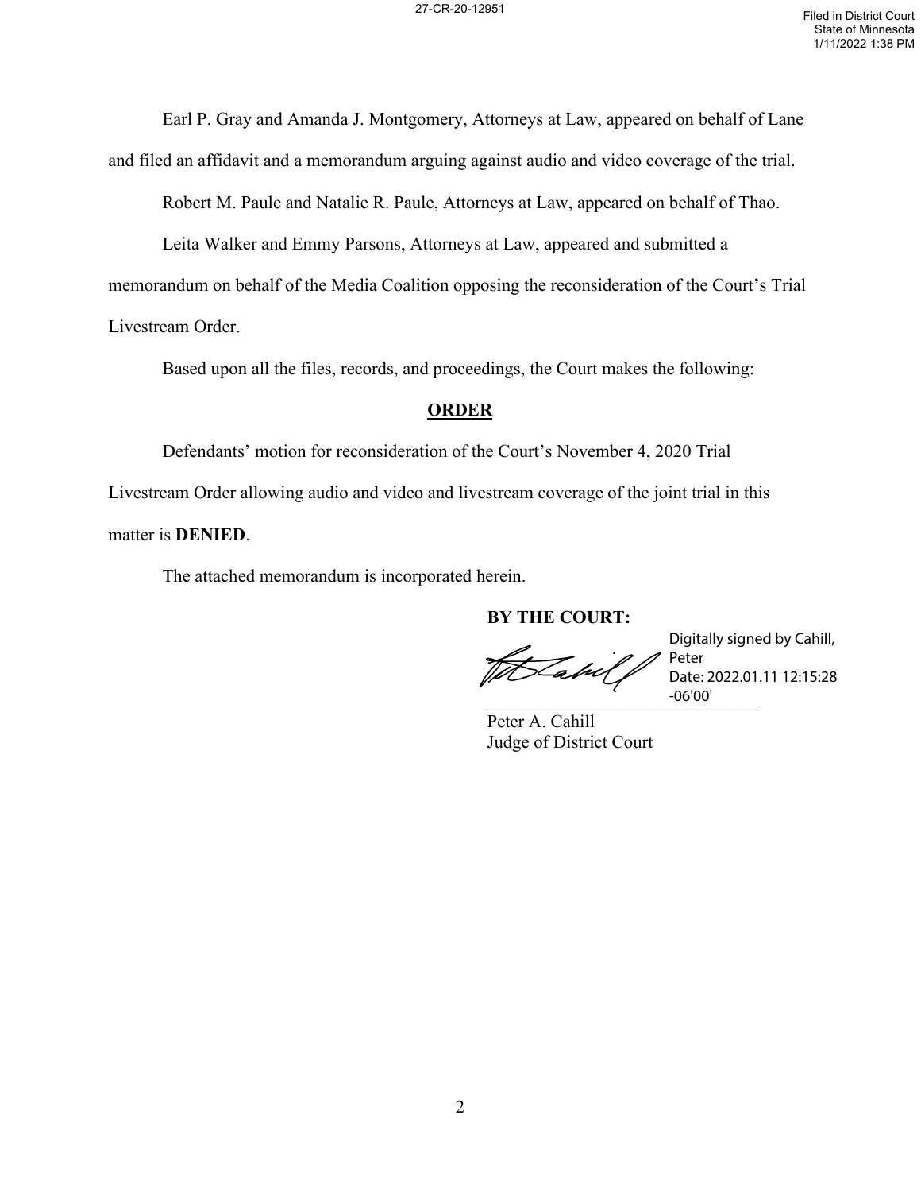Earl P. Gray and Amanda J. Montgomery, Attorneys at Law, appeared on behalf of Lane and filed an affidavit and a memorandum arguing against audio and video coverage of the trial.

Robert M. Paule and Natalie R. Paule, Attorneys at Law, appeared on behalf of Thao.

Leita Walker and Emmy Parsons, Attorneys at Law, appeared and submitted a memorandum on behalf of the Media Coalition opposing the reconsideration of the Court's Trial Livestream Order.

Based upon all the files, records, and proceedings, the Court makes the following:

## **ORDER**

Defendants' motion for reconsideration of the Court's November 4, 2020 Trial Livestream Order allowing audio and video and livestream coverage of the joint trial in this matter is **DENIED**.

The attached memorandum is incorporated herein.

**BY THE COURT:**

Digitally signed by Cahill, Peter
Date: 2022.01.11 12:15:28 -06'00'

Peter A. Cahill
Judge of District Court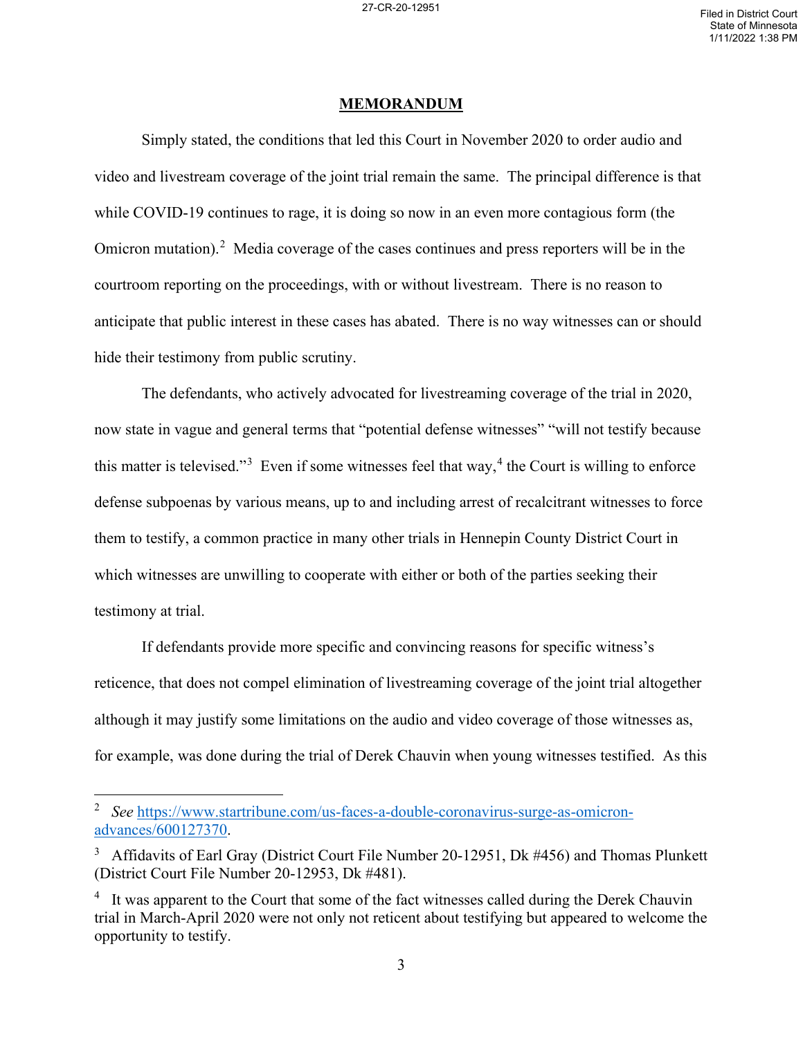## MEMORANDUM

Simply stated, the conditions that led this Court in November 2020 to order audio and video and livestream coverage of the joint trial remain the same. The principal difference is that while COVID-19 continues to rage, it is doing so now in an even more contagious form (the Omicron mutation).[2] Media coverage of the cases continues and press reporters will be in the courtroom reporting on the proceedings, with or without livestream. There is no reason to anticipate that public interest in these cases has abated. There is no way witnesses can or should hide their testimony from public scrutiny.

The defendants, who actively advocated for livestreaming coverage of the trial in 2020, now state in vague and general terms that "potential defense witnesses" "will not testify because this matter is televised."[3] Even if some witnesses feel that way,[4] the Court is willing to enforce defense subpoenas by various means, up to and including arrest of recalcitrant witnesses to force them to testify, a common practice in many other trials in Hennepin County District Court in which witnesses are unwilling to cooperate with either or both of the parties seeking their testimony at trial.

If defendants provide more specific and convincing reasons for specific witness's reticence, that does not compel elimination of livestreaming coverage of the joint trial altogether although it may justify some limitations on the audio and video coverage of those witnesses as, for example, was done during the trial of Derek Chauvin when young witnesses testified. As this

---

[2] *See* https://www.startribune.com/us-faces-a-double-coronavirus-surge-as-omicron-advances/600127370.

[3] Affidavits of Earl Gray (District Court File Number 20-12951, Dk #456) and Thomas Plunkett (District Court File Number 20-12953, Dk #481).

[4] It was apparent to the Court that some of the fact witnesses called during the Derek Chauvin trial in March-April 2020 were not only not reticent about testifying but appeared to welcome the opportunity to testify.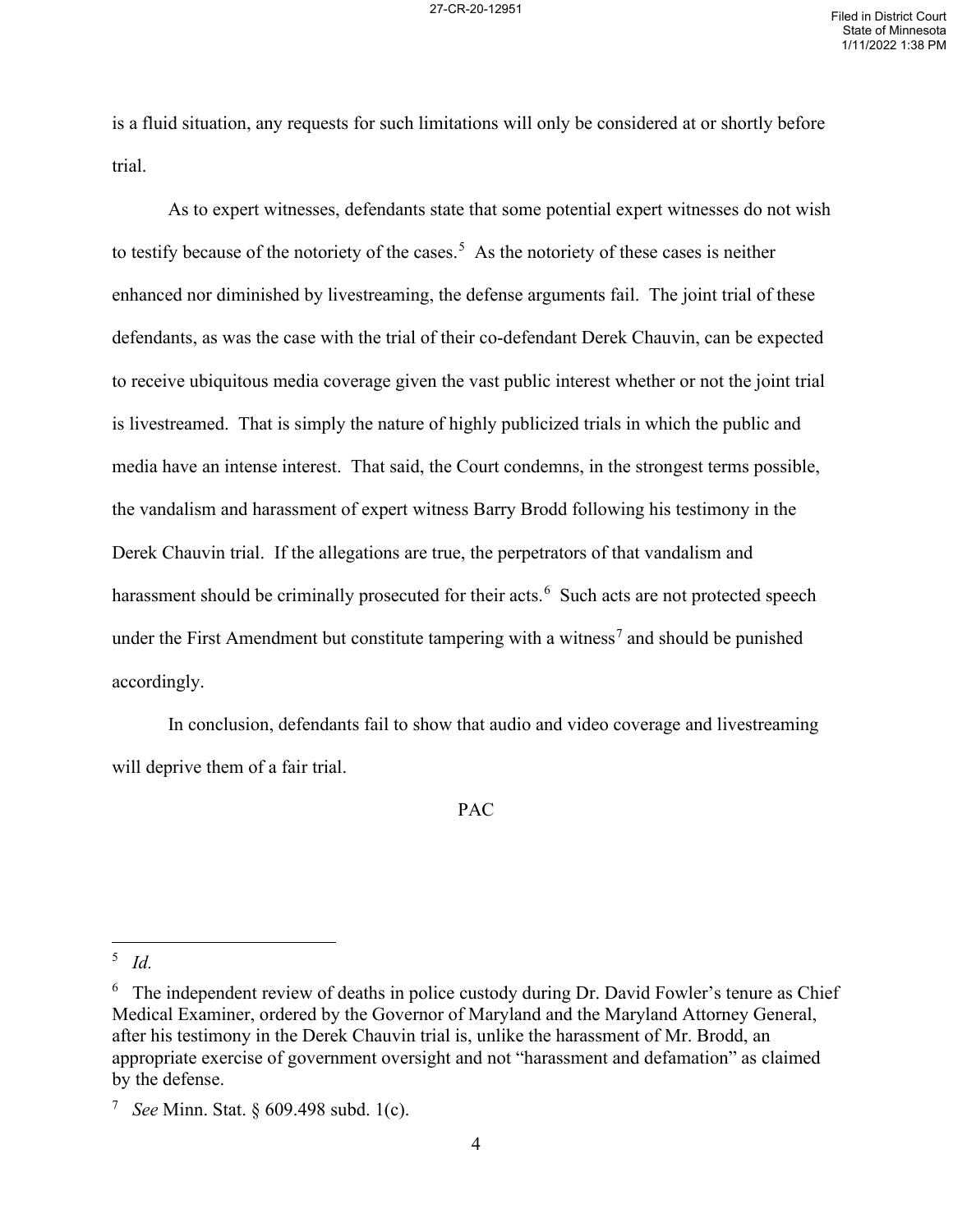is a fluid situation, any requests for such limitations will only be considered at or shortly before trial.

As to expert witnesses, defendants state that some potential expert witnesses do not wish to testify because of the notoriety of the cases.[5] As the notoriety of these cases is neither enhanced nor diminished by livestreaming, the defense arguments fail. The joint trial of these defendants, as was the case with the trial of their co-defendant Derek Chauvin, can be expected to receive ubiquitous media coverage given the vast public interest whether or not the joint trial is livestreamed. That is simply the nature of highly publicized trials in which the public and media have an intense interest. That said, the Court condemns, in the strongest terms possible, the vandalism and harassment of expert witness Barry Brodd following his testimony in the Derek Chauvin trial. If the allegations are true, the perpetrators of that vandalism and harassment should be criminally prosecuted for their acts.[6] Such acts are not protected speech under the First Amendment but constitute tampering with a witness[7] and should be punished accordingly.

In conclusion, defendants fail to show that audio and video coverage and livestreaming will deprive them of a fair trial.

PAC

---

[5] *Id.*

[6] The independent review of deaths in police custody during Dr. David Fowler's tenure as Chief Medical Examiner, ordered by the Governor of Maryland and the Maryland Attorney General, after his testimony in the Derek Chauvin trial is, unlike the harassment of Mr. Brodd, an appropriate exercise of government oversight and not "harassment and defamation" as claimed by the defense.

[7] *See* Minn. Stat. § 609.498 subd. 1(c).